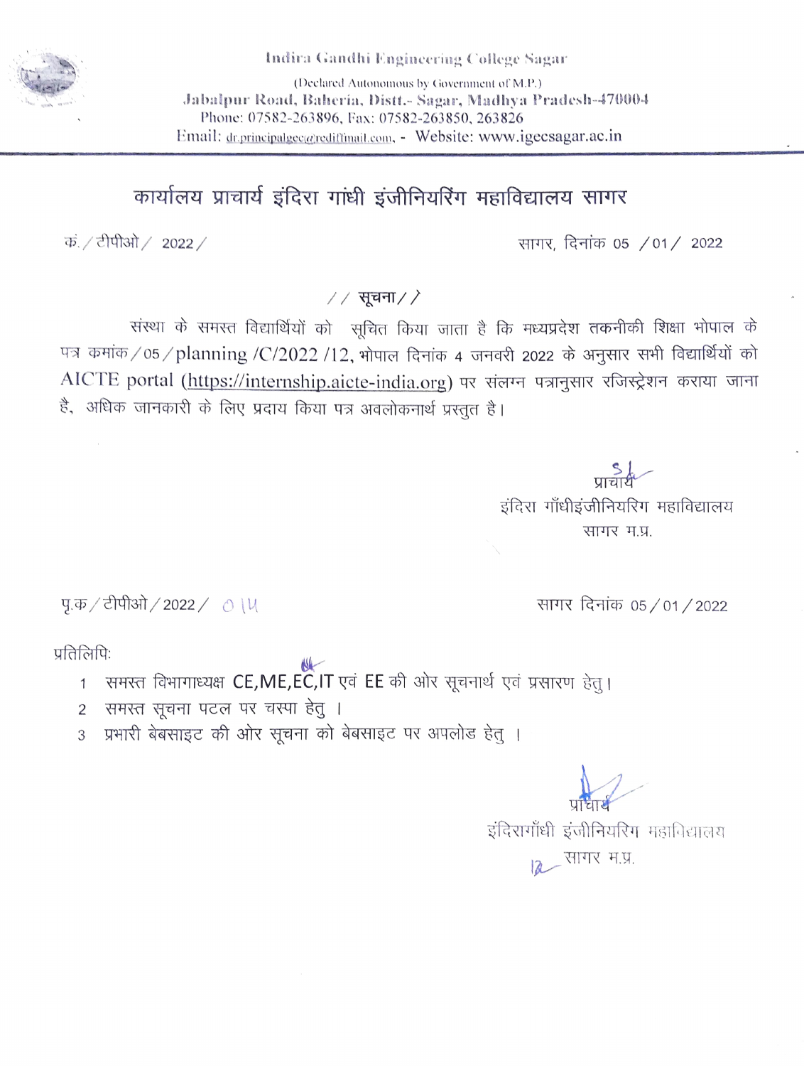**Indira Gandhi Engineering College Sagar**

(Declared Autonomous by Government of M.P.)

**Jabalpur Road, Baheria, Distt.- Sagar, Madhya Pradesh-470004**

Phone: 07582-263896, Fax: 07582-263850, 263826

Email: dr.principalgec@rediffmail.com, - Website: www.igecsagar.ac.in

# कार्यालय प्राचार्य इंदिरा गांधी इंजीनियरिंग महाविद्यालय सागर

क्रं. / टीपीओ / 2022 /                                                                                    सागर, दिनांक 05 / 01 / 2022

## // सूचना //

संस्था के समस्त विद्यार्थियों को सूचित किया जाता है कि मध्यप्रदेश तकनीकी शिक्षा भोपाल के पत्र कमांक / 05 / planning /C/2022 /12, भोपाल दिनांक 4 जनवरी 2022 के अनुसार सभी विद्यार्थियों को AICTE portal (https://internship.aicte-india.org) पर संलग्न पत्रानुसार रजिस्ट्रेशन कराया जाना है, अधिक जानकारी के लिए प्रदाय किया पत्र अवलोकनार्थ प्रस्तुत है।

प्राचार्य
इंदिरा गाँधीइंजीनियरिग महाविद्यालय
सागर म.प्र.

पृ.क / टीपीओ / 2022 / 014                                                                                    सागर दिनांक 05 / 01 / 2022

प्रतिलिपिः

1. समस्त विभागाध्यक्ष CE,ME,EC,IT एवं EE की ओर सूचनार्थ एवं प्रसारण हेतु।
2. समस्त सूचना पटल पर चस्पा हेतु ।
3. प्रभारी बेबसाइट की ओर सूचना को बेबसाइट पर अपलोड हेतु ।

प्राचार्य
इंदिरागाँधी इंजीनियरिग महाविद्यालय
सागर म.प्र.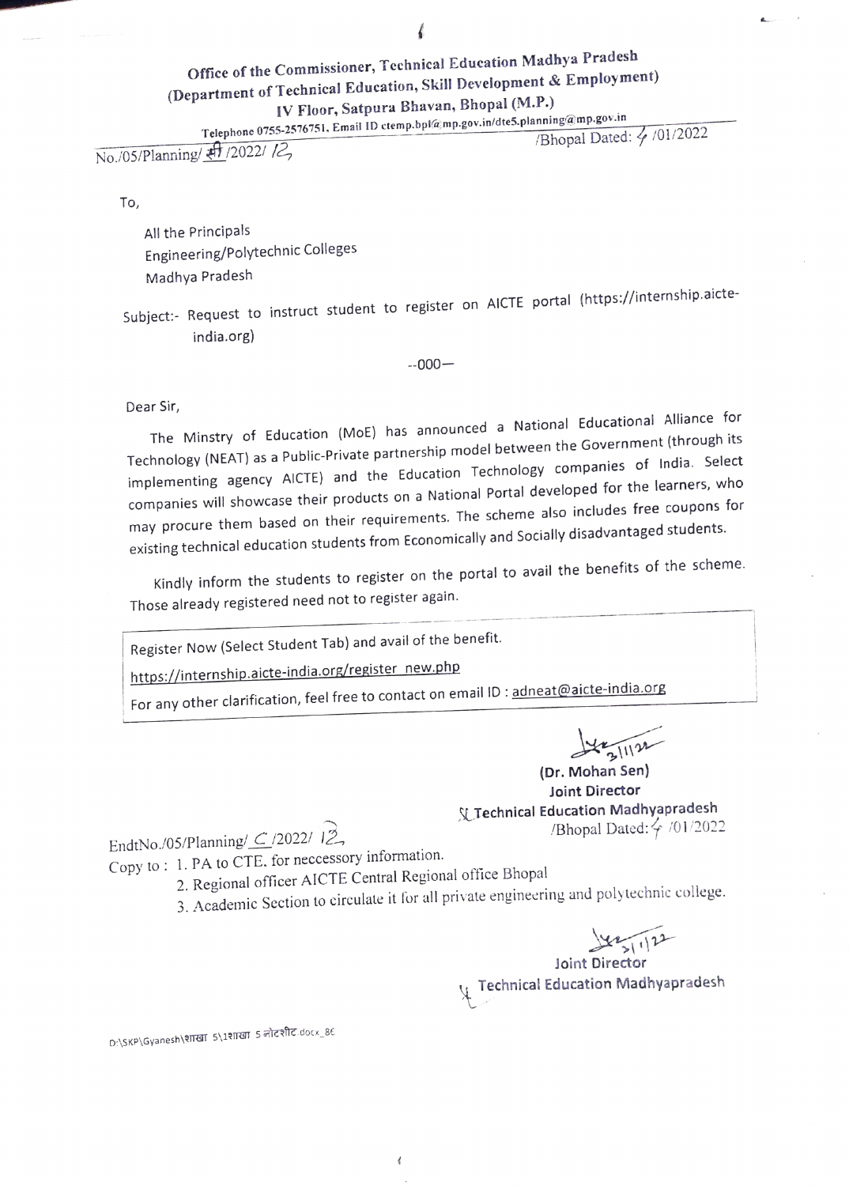**Office of the Commissioner, Technical Education Madhya Pradesh**
**(Department of Technical Education, Skill Development & Employment)**
**IV Floor, Satpura Bhavan, Bhopal (M.P.)**

Telephone 0755-2576751, Email ID ctemp.bpl@mp.gov.in/dte5.planning@mp.gov.in

No./05/Planning/ सी /2022/ 12 /Bhopal Dated: 4 /01/2022

To,

All the Principals
Engineering/Polytechnic Colleges
Madhya Pradesh

Subject:- Request to instruct student to register on AICTE portal (https://internship.aicte-india.org)

--000—

Dear Sir,

The Minstry of Education (MoE) has announced a National Educational Alliance for Technology (NEAT) as a Public-Private partnership model between the Government (through its implementing agency AICTE) and the Education Technology companies of India. Select companies will showcase their products on a National Portal developed for the learners, who may procure them based on their requirements. The scheme also includes free coupons for existing technical education students from Economically and Socially disadvantaged students.

Kindly inform the students to register on the portal to avail the benefits of the scheme. Those already registered need not to register again.

> Register Now (Select Student Tab) and avail of the benefit.
>
> https://internship.aicte-india.org/register_new.php
>
> For any other clarification, feel free to contact on email ID : adneat@aicte-india.org

3/1/22

**(Dr. Mohan Sen)**
**Joint Director**
**Technical Education Madhyapradesh**

EndtNo./05/Planning/ C /2022/ 12 /Bhopal Dated: 4 /01/2022

Copy to :
1. PA to CTE. for neccessory information.
2. Regional officer AICTE Central Regional office Bhopal
3. Academic Section to circulate it for all private engineering and polytechnic college.

3/1/22

**Joint Director**
**Technical Education Madhyapradesh**

D:\SKP\Gyanesh\शाखा 5\1शाखा 5 नोटशीट.docx_86